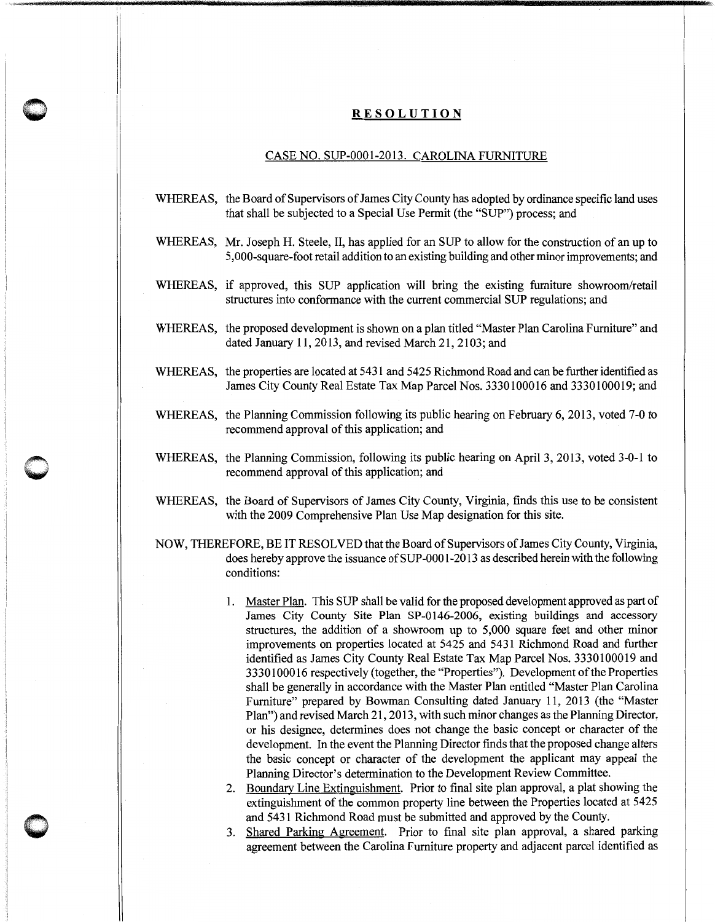# RESOLUTION

CASE NO. SUP-0001-2013. CAROLINA FURNITURE

WHEREAS, the Board of Supervisors of James City County has adopted by ordinance specific land uses that shall be subjected to a Special Use Permit (the "SUP") process; and

WHEREAS, Mr. Joseph H. Steele, II, has applied for an SUP to allow for the construction of an up to 5,000-square-foot retail addition to an existing building and other minor improvements; and

WHEREAS, if approved, this SUP application will bring the existing furniture showroom/retail structures into conformance with the current commercial SUP regulations; and

WHEREAS, the proposed development is shown on a plan titled "Master Plan Carolina Furniture" and dated January 11, 2013, and revised March 21, 2103; and

WHEREAS, the properties are located at 5431 and 5425 Richmond Road and can be further identified as James City County Real Estate Tax Map Parcel Nos. 3330100016 and 3330100019; and

WHEREAS, the Planning Commission following its public hearing on February 6, 2013, voted 7-0 to recommend approval of this application; and

WHEREAS, the Planning Commission, following its public hearing on April 3, 2013, voted 3-0-1 to recommend approval of this application; and

WHEREAS, the Board of Supervisors of James City County, Virginia, finds this use to be consistent with the 2009 Comprehensive Plan Use Map designation for this site.

NOW, THEREFORE, BE IT RESOLVED that the Board of Supervisors of James City County, Virginia, does hereby approve the issuance of SUP-0001-2013 as described herein with the following conditions:

1. Master Plan. This SUP shall be valid for the proposed development approved as part of James City County Site Plan SP-0146-2006, existing buildings and accessory structures, the addition of a showroom up to 5,000 square feet and other minor improvements on properties located at 5425 and 5431 Richmond Road and further identified as James City County Real Estate Tax Map Parcel Nos. 3330100019 and 3330100016 respectively (together, the "Properties"). Development of the Properties shall be generally in accordance with the Master Plan entitled "Master Plan Carolina Furniture" prepared by Bowman Consulting dated January 11, 2013 (the "Master Plan") and revised March 21, 2013, with such minor changes as the Planning Director, or his designee, determines does not change the basic concept or character of the development. In the event the Planning Director finds that the proposed change alters the basic concept or character of the development the applicant may appeal the Planning Director's determination to the Development Review Committee.
2. Boundary Line Extinguishment. Prior to final site plan approval, a plat showing the extinguishment of the common property line between the Properties located at 5425 and 5431 Richmond Road must be submitted and approved by the County.
3. Shared Parking Agreement. Prior to final site plan approval, a shared parking agreement between the Carolina Furniture property and adjacent parcel identified as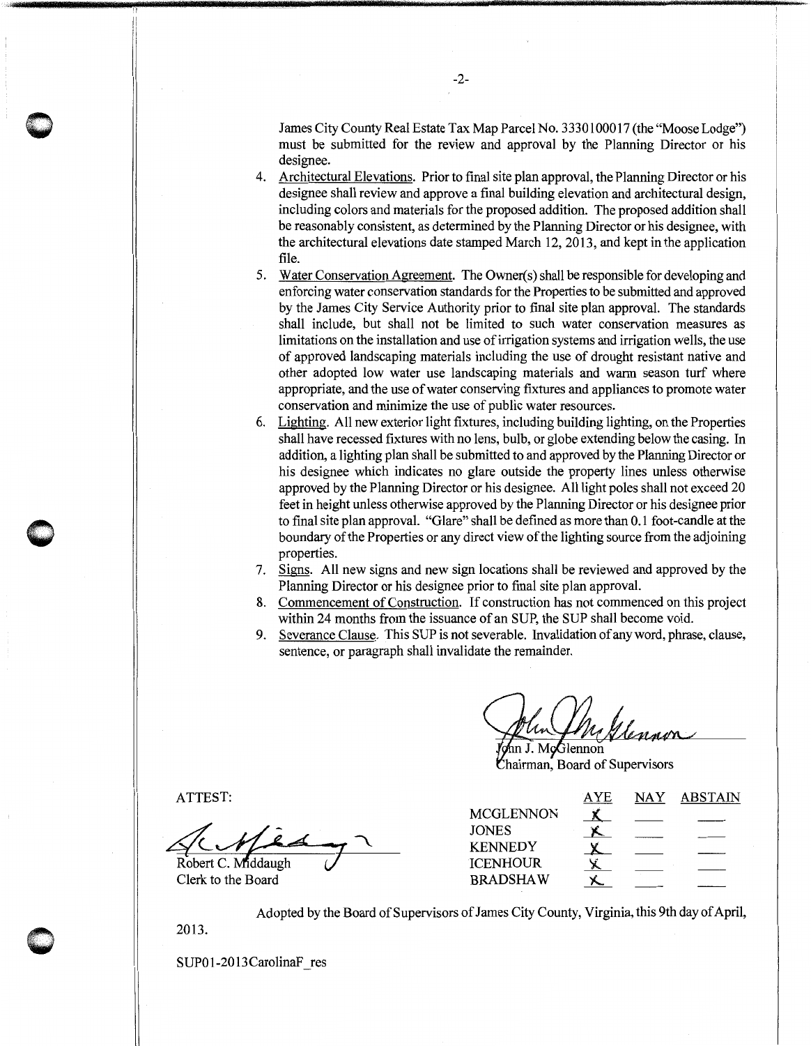James City County Real Estate Tax Map Parcel No. 3330100017 (the "Moose Lodge") must be submitted for the review and approval by the Planning Director or his designee.

4. Architectural Elevations. Prior to final site plan approval, the Planning Director or his designee shall review and approve a final building elevation and architectural design, including colors and materials for the proposed addition. The proposed addition shall be reasonably consistent, as determined by the Planning Director or his designee, with the architectural elevations date stamped March 12, 2013, and kept in the application file.
5. Water Conservation Agreement. The Owner(s) shall be responsible for developing and enforcing water conservation standards for the Properties to be submitted and approved by the James City Service Authority prior to final site plan approval. The standards shall include, but shall not be limited to such water conservation measures as limitations on the installation and use of irrigation systems and irrigation wells, the use of approved landscaping materials including the use of drought resistant native and other adopted low water use landscaping materials and warm season turf where appropriate, and the use of water conserving fixtures and appliances to promote water conservation and minimize the use of public water resources.
6. Lighting. All new exterior light fixtures, including building lighting, on the Properties shall have recessed fixtures with no lens, bulb, or globe extending below the casing. In addition, a lighting plan shall be submitted to and approved by the Planning Director or his designee which indicates no glare outside the property lines unless otherwise approved by the Planning Director or his designee. All light poles shall not exceed 20 feet in height unless otherwise approved by the Planning Director or his designee prior to final site plan approval. "Glare" shall be defined as more than 0.1 foot-candle at the boundary of the Properties or any direct view of the lighting source from the adjoining properties.
7. Signs. All new signs and new sign locations shall be reviewed and approved by the Planning Director or his designee prior to final site plan approval.
8. Commencement of Construction. If construction has not commenced on this project within 24 months from the issuance of an SUP, the SUP shall become void.
9. Severance Clause. This SUP is not severable. Invalidation of any word, phrase, clause, sentence, or paragraph shall invalidate the remainder.

John J. McGlennon
Chairman, Board of Supervisors

ATTEST:

Robert C. Middaugh
Clerk to the Board

| | AYE | NAY | ABSTAIN |
|---|---|---|---|
| MCGLENNON | X | | |
| JONES | X | | |
| KENNEDY | X | | |
| ICENHOUR | X | | |
| BRADSHAW | X | | |

Adopted by the Board of Supervisors of James City County, Virginia, this 9th day of April, 2013.

SUP01-2013CarolinaF_res